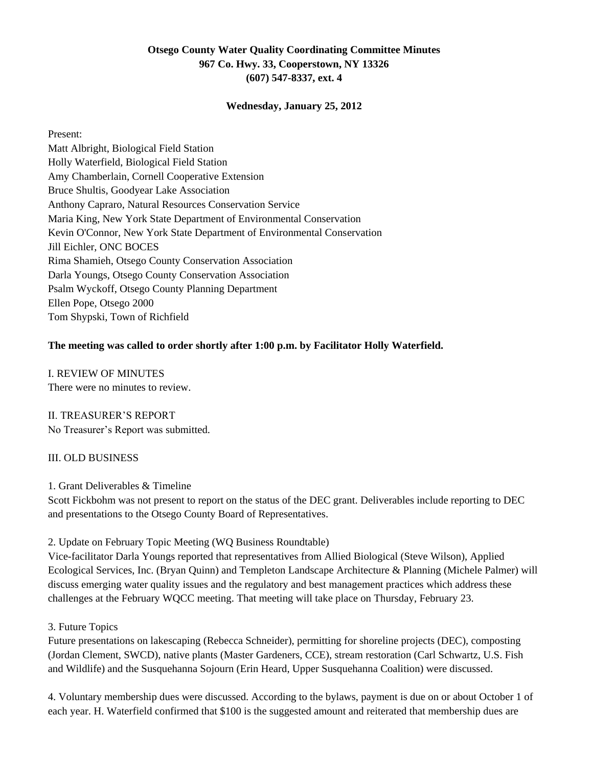**Otsego County Water Quality Coordinating Committee Minutes**
**967 Co. Hwy. 33, Cooperstown, NY 13326**
**(607) 547-8337, ext. 4**

**Wednesday, January 25, 2012**

Present:
Matt Albright, Biological Field Station
Holly Waterfield, Biological Field Station
Amy Chamberlain, Cornell Cooperative Extension
Bruce Shultis, Goodyear Lake Association
Anthony Capraro, Natural Resources Conservation Service
Maria King, New York State Department of Environmental Conservation
Kevin O'Connor, New York State Department of Environmental Conservation
Jill Eichler, ONC BOCES
Rima Shamieh, Otsego County Conservation Association
Darla Youngs, Otsego County Conservation Association
Psalm Wyckoff, Otsego County Planning Department
Ellen Pope, Otsego 2000
Tom Shypski, Town of Richfield

**The meeting was called to order shortly after 1:00 p.m. by Facilitator Holly Waterfield.**

I. REVIEW OF MINUTES
There were no minutes to review.

II. TREASURER'S REPORT
No Treasurer's Report was submitted.

III. OLD BUSINESS

1. Grant Deliverables & Timeline
Scott Fickbohm was not present to report on the status of the DEC grant. Deliverables include reporting to DEC and presentations to the Otsego County Board of Representatives.

2. Update on February Topic Meeting (WQ Business Roundtable)
Vice-facilitator Darla Youngs reported that representatives from Allied Biological (Steve Wilson), Applied Ecological Services, Inc. (Bryan Quinn) and Templeton Landscape Architecture & Planning (Michele Palmer) will discuss emerging water quality issues and the regulatory and best management practices which address these challenges at the February WQCC meeting. That meeting will take place on Thursday, February 23.

3. Future Topics
Future presentations on lakescaping (Rebecca Schneider), permitting for shoreline projects (DEC), composting (Jordan Clement, SWCD), native plants (Master Gardeners, CCE), stream restoration (Carl Schwartz, U.S. Fish and Wildlife) and the Susquehanna Sojourn (Erin Heard, Upper Susquehanna Coalition) were discussed.

4. Voluntary membership dues were discussed. According to the bylaws, payment is due on or about October 1 of each year. H. Waterfield confirmed that $100 is the suggested amount and reiterated that membership dues are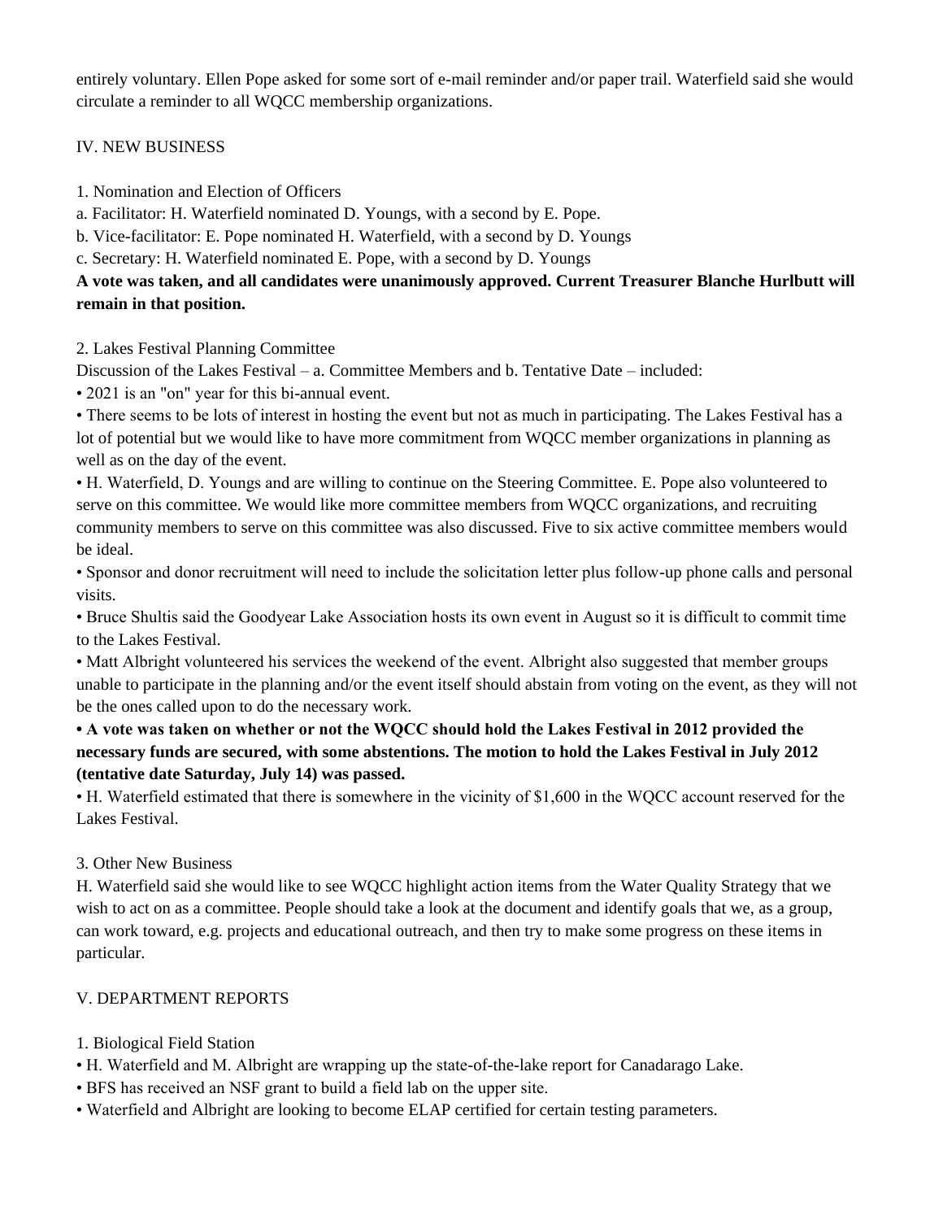entirely voluntary. Ellen Pope asked for some sort of e-mail reminder and/or paper trail. Waterfield said she would circulate a reminder to all WQCC membership organizations.

IV. NEW BUSINESS

1. Nomination and Election of Officers

a. Facilitator: H. Waterfield nominated D. Youngs, with a second by E. Pope.

b. Vice-facilitator: E. Pope nominated H. Waterfield, with a second by D. Youngs

c. Secretary: H. Waterfield nominated E. Pope, with a second by D. Youngs

**A vote was taken, and all candidates were unanimously approved. Current Treasurer Blanche Hurlbutt will remain in that position.**

2. Lakes Festival Planning Committee

Discussion of the Lakes Festival – a. Committee Members and b. Tentative Date – included:

- 2021 is an "on" year for this bi-annual event.
- There seems to be lots of interest in hosting the event but not as much in participating. The Lakes Festival has a lot of potential but we would like to have more commitment from WQCC member organizations in planning as well as on the day of the event.
- H. Waterfield, D. Youngs and are willing to continue on the Steering Committee. E. Pope also volunteered to serve on this committee. We would like more committee members from WQCC organizations, and recruiting community members to serve on this committee was also discussed. Five to six active committee members would be ideal.
- Sponsor and donor recruitment will need to include the solicitation letter plus follow-up phone calls and personal visits.
- Bruce Shultis said the Goodyear Lake Association hosts its own event in August so it is difficult to commit time to the Lakes Festival.
- Matt Albright volunteered his services the weekend of the event. Albright also suggested that member groups unable to participate in the planning and/or the event itself should abstain from voting on the event, as they will not be the ones called upon to do the necessary work.
- **A vote was taken on whether or not the WQCC should hold the Lakes Festival in 2012 provided the necessary funds are secured, with some abstentions. The motion to hold the Lakes Festival in July 2012 (tentative date Saturday, July 14) was passed.**
- H. Waterfield estimated that there is somewhere in the vicinity of $1,600 in the WQCC account reserved for the Lakes Festival.

3. Other New Business

H. Waterfield said she would like to see WQCC highlight action items from the Water Quality Strategy that we wish to act on as a committee. People should take a look at the document and identify goals that we, as a group, can work toward, e.g. projects and educational outreach, and then try to make some progress on these items in particular.

V. DEPARTMENT REPORTS

1. Biological Field Station

- H. Waterfield and M. Albright are wrapping up the state-of-the-lake report for Canadarago Lake.
- BFS has received an NSF grant to build a field lab on the upper site.
- Waterfield and Albright are looking to become ELAP certified for certain testing parameters.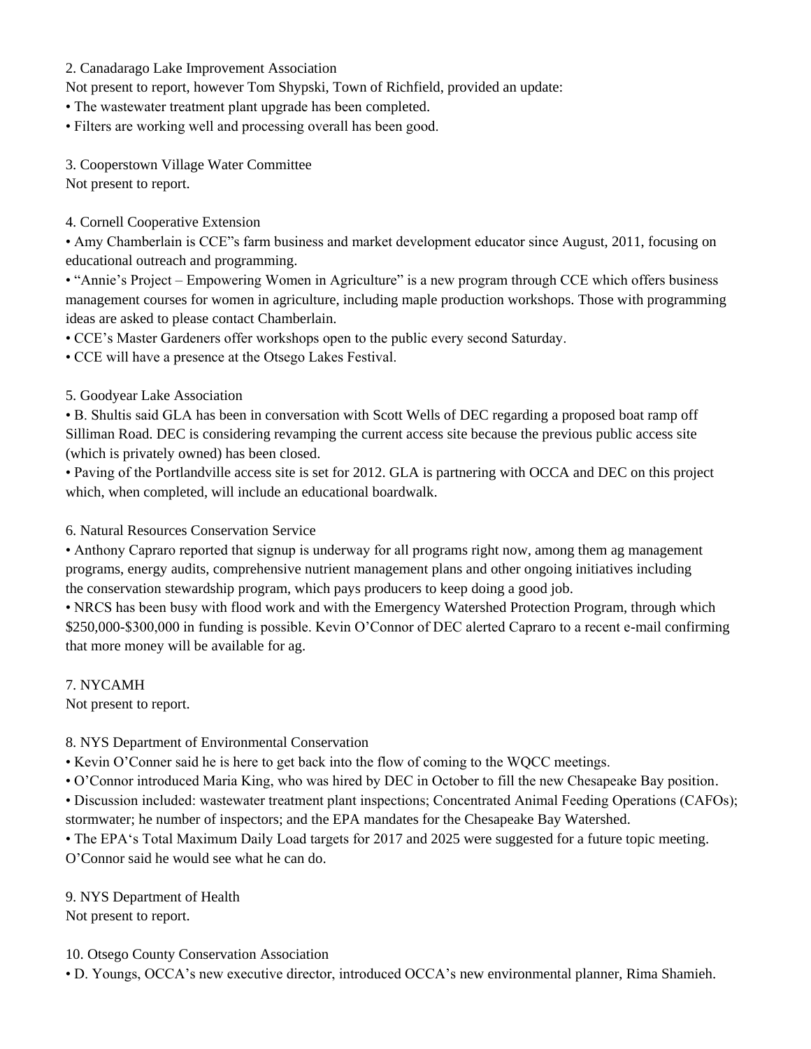2. Canadarago Lake Improvement Association

Not present to report, however Tom Shypski, Town of Richfield, provided an update:

- The wastewater treatment plant upgrade has been completed.
- Filters are working well and processing overall has been good.

3. Cooperstown Village Water Committee

Not present to report.

4. Cornell Cooperative Extension

- Amy Chamberlain is CCE"s farm business and market development educator since August, 2011, focusing on educational outreach and programming.
- "Annie's Project – Empowering Women in Agriculture" is a new program through CCE which offers business management courses for women in agriculture, including maple production workshops. Those with programming ideas are asked to please contact Chamberlain.
- CCE's Master Gardeners offer workshops open to the public every second Saturday.
- CCE will have a presence at the Otsego Lakes Festival.

5. Goodyear Lake Association

- B. Shultis said GLA has been in conversation with Scott Wells of DEC regarding a proposed boat ramp off Silliman Road. DEC is considering revamping the current access site because the previous public access site (which is privately owned) has been closed.
- Paving of the Portlandville access site is set for 2012. GLA is partnering with OCCA and DEC on this project which, when completed, will include an educational boardwalk.

6. Natural Resources Conservation Service

- Anthony Capraro reported that signup is underway for all programs right now, among them ag management programs, energy audits, comprehensive nutrient management plans and other ongoing initiatives including the conservation stewardship program, which pays producers to keep doing a good job.
- NRCS has been busy with flood work and with the Emergency Watershed Protection Program, through which \$250,000-\$300,000 in funding is possible. Kevin O'Connor of DEC alerted Capraro to a recent e-mail confirming that more money will be available for ag.

7. NYCAMH

Not present to report.

8. NYS Department of Environmental Conservation

- Kevin O'Conner said he is here to get back into the flow of coming to the WQCC meetings.
- O'Connor introduced Maria King, who was hired by DEC in October to fill the new Chesapeake Bay position.
- Discussion included: wastewater treatment plant inspections; Concentrated Animal Feeding Operations (CAFOs); stormwater; he number of inspectors; and the EPA mandates for the Chesapeake Bay Watershed.
- The EPA's Total Maximum Daily Load targets for 2017 and 2025 were suggested for a future topic meeting. O'Connor said he would see what he can do.

9. NYS Department of Health

Not present to report.

10. Otsego County Conservation Association

- D. Youngs, OCCA's new executive director, introduced OCCA's new environmental planner, Rima Shamieh.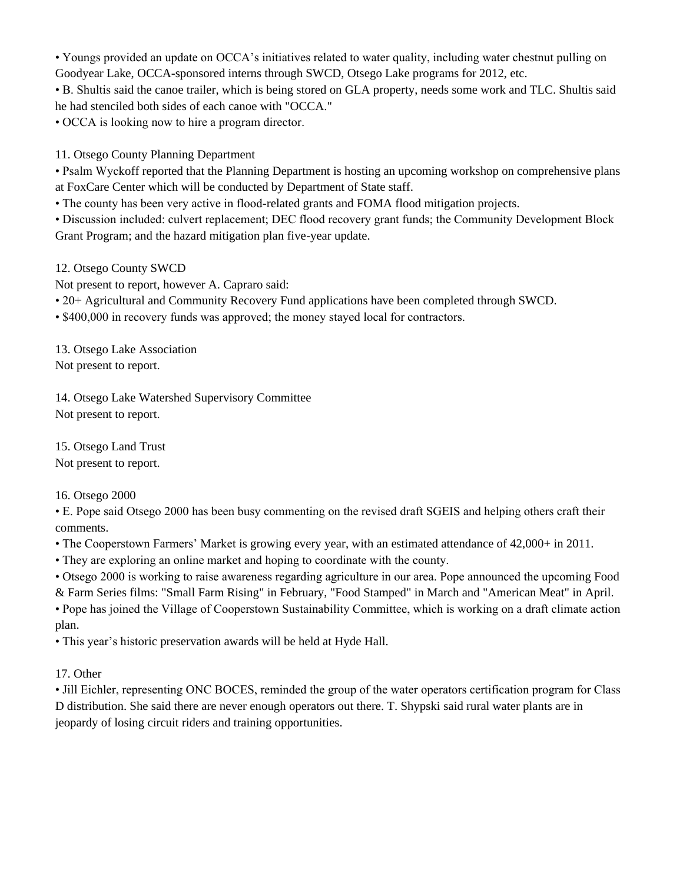• Youngs provided an update on OCCA's initiatives related to water quality, including water chestnut pulling on Goodyear Lake, OCCA-sponsored interns through SWCD, Otsego Lake programs for 2012, etc.
• B. Shultis said the canoe trailer, which is being stored on GLA property, needs some work and TLC. Shultis said he had stenciled both sides of each canoe with "OCCA."
• OCCA is looking now to hire a program director.

11. Otsego County Planning Department
• Psalm Wyckoff reported that the Planning Department is hosting an upcoming workshop on comprehensive plans at FoxCare Center which will be conducted by Department of State staff.
• The county has been very active in flood-related grants and FOMA flood mitigation projects.
• Discussion included: culvert replacement; DEC flood recovery grant funds; the Community Development Block Grant Program; and the hazard mitigation plan five-year update.

12. Otsego County SWCD
Not present to report, however A. Capraro said:
• 20+ Agricultural and Community Recovery Fund applications have been completed through SWCD.
• $400,000 in recovery funds was approved; the money stayed local for contractors.

13. Otsego Lake Association
Not present to report.

14. Otsego Lake Watershed Supervisory Committee
Not present to report.

15. Otsego Land Trust
Not present to report.

16. Otsego 2000
• E. Pope said Otsego 2000 has been busy commenting on the revised draft SGEIS and helping others craft their comments.
• The Cooperstown Farmers' Market is growing every year, with an estimated attendance of 42,000+ in 2011.
• They are exploring an online market and hoping to coordinate with the county.
• Otsego 2000 is working to raise awareness regarding agriculture in our area. Pope announced the upcoming Food & Farm Series films: "Small Farm Rising" in February, "Food Stamped" in March and "American Meat" in April.
• Pope has joined the Village of Cooperstown Sustainability Committee, which is working on a draft climate action plan.
• This year's historic preservation awards will be held at Hyde Hall.

17. Other
• Jill Eichler, representing ONC BOCES, reminded the group of the water operators certification program for Class D distribution. She said there are never enough operators out there. T. Shypski said rural water plants are in jeopardy of losing circuit riders and training opportunities.